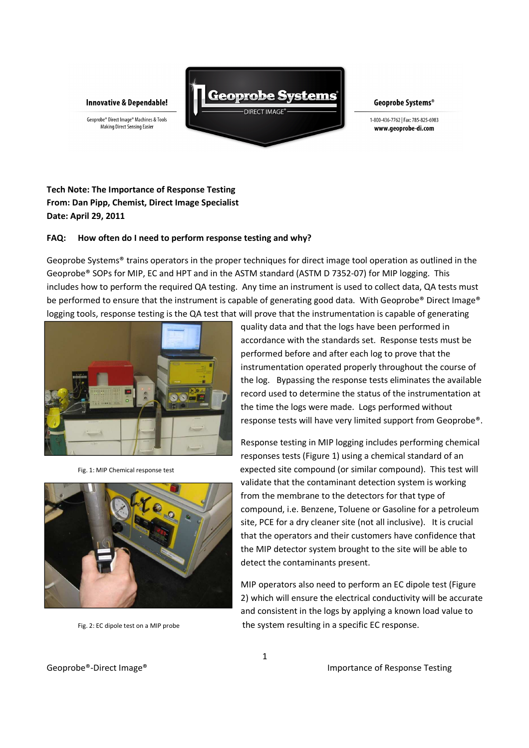Innovative & Dependable!

Geoprobe® Direct Image® Machines & Tools
Making Direct Sensing Easier

Geoprobe Systems® DIRECT IMAGE®

Geoprobe Systems®

1-800-436-7762 | Fax: 785-825-6983
www.geoprobe-di.com

**Tech Note: The Importance of Response Testing**
**From: Dan Pipp, Chemist, Direct Image Specialist**
**Date: April 29, 2011**

**FAQ: How often do I need to perform response testing and why?**

Geoprobe Systems® trains operators in the proper techniques for direct image tool operation as outlined in the Geoprobe® SOPs for MIP, EC and HPT and in the ASTM standard (ASTM D 7352-07) for MIP logging. This includes how to perform the required QA testing. Any time an instrument is used to collect data, QA tests must be performed to ensure that the instrument is capable of generating good data. With Geoprobe® Direct Image® logging tools, response testing is the QA test that will prove that the instrumentation is capable of generating quality data and that the logs have been performed in accordance with the standards set. Response tests must be performed before and after each log to prove that the instrumentation operated properly throughout the course of the log. Bypassing the response tests eliminates the available record used to determine the status of the instrumentation at the time the logs were made. Logs performed without response tests will have very limited support from Geoprobe®.

Fig. 1: MIP Chemical response test

Response testing in MIP logging includes performing chemical responses tests (Figure 1) using a chemical standard of an expected site compound (or similar compound). This test will validate that the contaminant detection system is working from the membrane to the detectors for that type of compound, i.e. Benzene, Toluene or Gasoline for a petroleum site, PCE for a dry cleaner site (not all inclusive). It is crucial that the operators and their customers have confidence that the MIP detector system brought to the site will be able to detect the contaminants present.

Fig. 2: EC dipole test on a MIP probe

MIP operators also need to perform an EC dipole test (Figure 2) which will ensure the electrical conductivity will be accurate and consistent in the logs by applying a known load value to the system resulting in a specific EC response.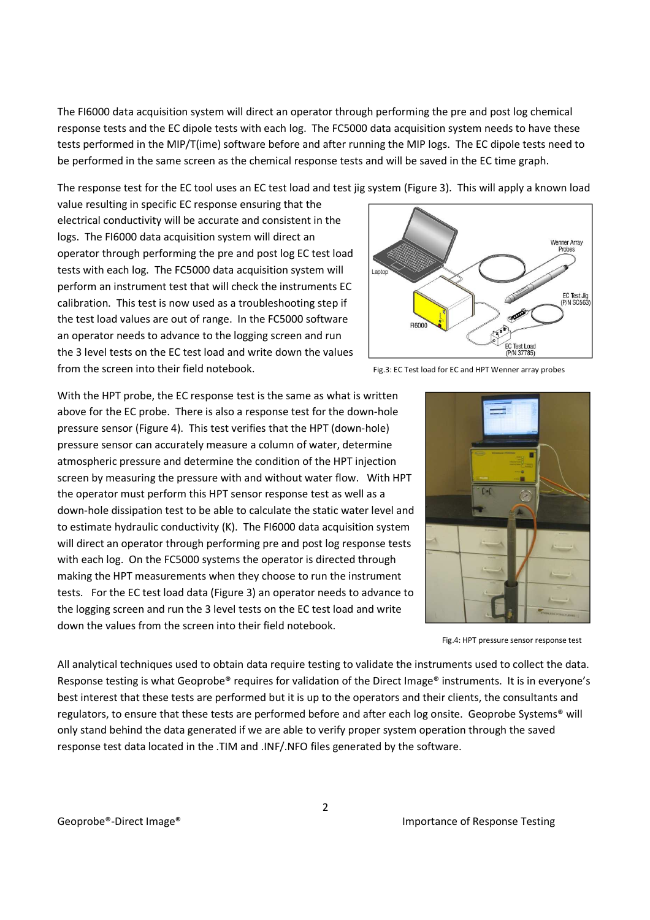The FI6000 data acquisition system will direct an operator through performing the pre and post log chemical response tests and the EC dipole tests with each log. The FC5000 data acquisition system needs to have these tests performed in the MIP/T(ime) software before and after running the MIP logs. The EC dipole tests need to be performed in the same screen as the chemical response tests and will be saved in the EC time graph.

The response test for the EC tool uses an EC test load and test jig system (Figure 3). This will apply a known load value resulting in specific EC response ensuring that the electrical conductivity will be accurate and consistent in the logs. The FI6000 data acquisition system will direct an operator through performing the pre and post log EC test load tests with each log. The FC5000 data acquisition system will perform an instrument test that will check the instruments EC calibration. This test is now used as a troubleshooting step if the test load values are out of range. In the FC5000 software an operator needs to advance to the logging screen and run the 3 level tests on the EC test load and write down the values from the screen into their field notebook.

Laptop
Wenner Array Probes
EC Test Jig (P/N SC563)
FI6000
EC Test Load (P/N 37785)

Fig.3: EC Test load for EC and HPT Wenner array probes

With the HPT probe, the EC response test is the same as what is written above for the EC probe. There is also a response test for the down-hole pressure sensor (Figure 4). This test verifies that the HPT (down-hole) pressure sensor can accurately measure a column of water, determine atmospheric pressure and determine the condition of the HPT injection screen by measuring the pressure with and without water flow. With HPT the operator must perform this HPT sensor response test as well as a down-hole dissipation test to be able to calculate the static water level and to estimate hydraulic conductivity (K). The FI6000 data acquisition system will direct an operator through performing pre and post log response tests with each log. On the FC5000 systems the operator is directed through making the HPT measurements when they choose to run the instrument tests. For the EC test load data (Figure 3) an operator needs to advance to the logging screen and run the 3 level tests on the EC test load and write down the values from the screen into their field notebook.

Fig.4: HPT pressure sensor response test

All analytical techniques used to obtain data require testing to validate the instruments used to collect the data. Response testing is what Geoprobe® requires for validation of the Direct Image® instruments. It is in everyone's best interest that these tests are performed but it is up to the operators and their clients, the consultants and regulators, to ensure that these tests are performed before and after each log onsite. Geoprobe Systems® will only stand behind the data generated if we are able to verify proper system operation through the saved response test data located in the .TIM and .INF/.NFO files generated by the software.